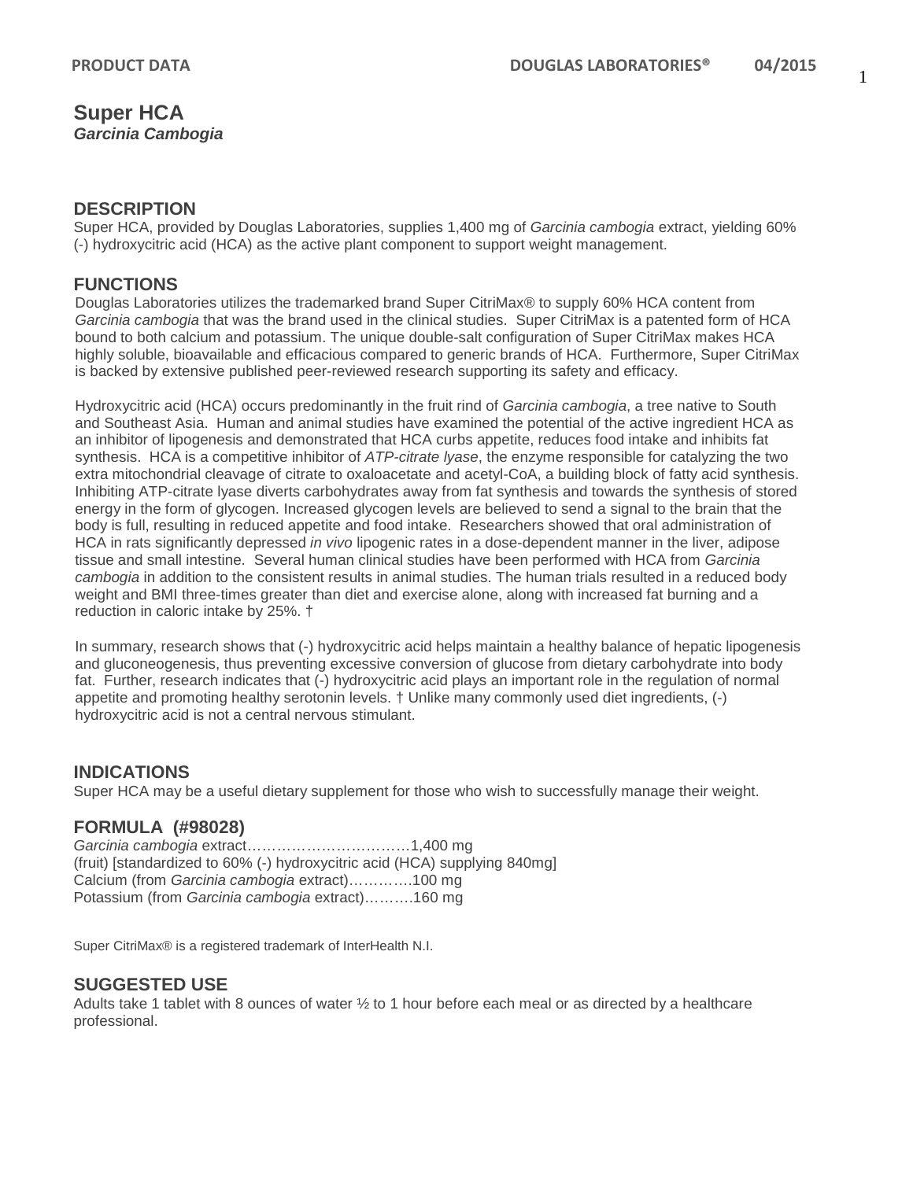# Super HCA

***Garcinia Cambogia***

## DESCRIPTION

Super HCA, provided by Douglas Laboratories, supplies 1,400 mg of *Garcinia cambogia* extract, yielding 60% (-) hydroxycitric acid (HCA) as the active plant component to support weight management.

## FUNCTIONS

Douglas Laboratories utilizes the trademarked brand Super CitriMax® to supply 60% HCA content from *Garcinia cambogia* that was the brand used in the clinical studies. Super CitriMax is a patented form of HCA bound to both calcium and potassium. The unique double-salt configuration of Super CitriMax makes HCA highly soluble, bioavailable and efficacious compared to generic brands of HCA. Furthermore, Super CitriMax is backed by extensive published peer-reviewed research supporting its safety and efficacy.

Hydroxycitric acid (HCA) occurs predominantly in the fruit rind of *Garcinia cambogia*, a tree native to South and Southeast Asia. Human and animal studies have examined the potential of the active ingredient HCA as an inhibitor of lipogenesis and demonstrated that HCA curbs appetite, reduces food intake and inhibits fat synthesis. HCA is a competitive inhibitor of *ATP-citrate lyase*, the enzyme responsible for catalyzing the two extra mitochondrial cleavage of citrate to oxaloacetate and acetyl-CoA, a building block of fatty acid synthesis. Inhibiting ATP-citrate lyase diverts carbohydrates away from fat synthesis and towards the synthesis of stored energy in the form of glycogen. Increased glycogen levels are believed to send a signal to the brain that the body is full, resulting in reduced appetite and food intake. Researchers showed that oral administration of HCA in rats significantly depressed *in vivo* lipogenic rates in a dose-dependent manner in the liver, adipose tissue and small intestine. Several human clinical studies have been performed with HCA from *Garcinia cambogia* in addition to the consistent results in animal studies. The human trials resulted in a reduced body weight and BMI three-times greater than diet and exercise alone, along with increased fat burning and a reduction in caloric intake by 25%. †

In summary, research shows that (-) hydroxycitric acid helps maintain a healthy balance of hepatic lipogenesis and gluconeogenesis, thus preventing excessive conversion of glucose from dietary carbohydrate into body fat. Further, research indicates that (-) hydroxycitric acid plays an important role in the regulation of normal appetite and promoting healthy serotonin levels. † Unlike many commonly used diet ingredients, (-) hydroxycitric acid is not a central nervous stimulant.

## INDICATIONS

Super HCA may be a useful dietary supplement for those who wish to successfully manage their weight.

## FORMULA (#98028)

*Garcinia cambogia* extract……………………………1,400 mg
(fruit) [standardized to 60% (-) hydroxycitric acid (HCA) supplying 840mg]
Calcium (from *Garcinia cambogia* extract)…………100 mg
Potassium (from *Garcinia cambogia* extract)……….160 mg

Super CitriMax® is a registered trademark of InterHealth N.I.

## SUGGESTED USE

Adults take 1 tablet with 8 ounces of water ½ to 1 hour before each meal or as directed by a healthcare professional.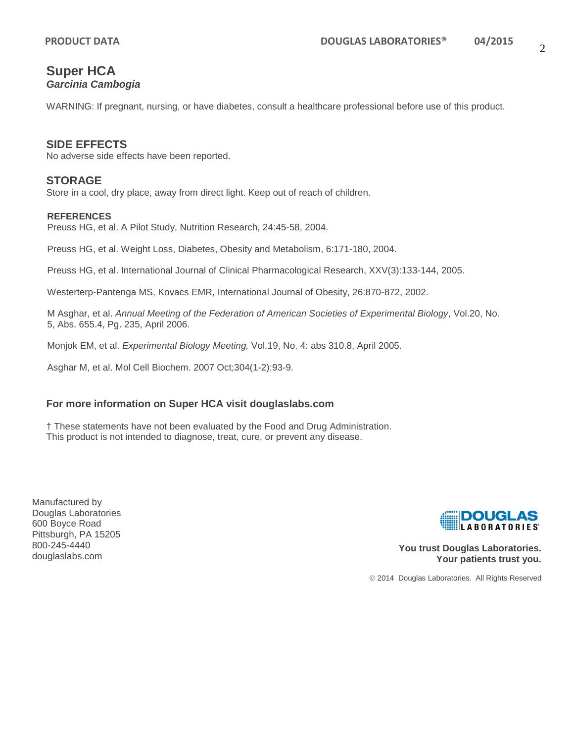# Super HCA

***Garcinia Cambogia***

WARNING: If pregnant, nursing, or have diabetes, consult a healthcare professional before use of this product.

## SIDE EFFECTS

No adverse side effects have been reported.

## STORAGE

Store in a cool, dry place, away from direct light. Keep out of reach of children.

### REFERENCES

Preuss HG, et al. A Pilot Study, Nutrition Research, 24:45-58, 2004.

Preuss HG, et al. Weight Loss, Diabetes, Obesity and Metabolism, 6:171-180, 2004.

Preuss HG, et al. International Journal of Clinical Pharmacological Research, XXV(3):133-144, 2005.

Westerterp-Pantenga MS, Kovacs EMR, International Journal of Obesity, 26:870-872, 2002.

M Asghar, et al. *Annual Meeting of the Federation of American Societies of Experimental Biology*, Vol.20, No. 5, Abs. 655.4, Pg. 235, April 2006.

Monjok EM, et al. *Experimental Biology Meeting,* Vol.19, No. 4: abs 310.8, April 2005.

Asghar M, et al. Mol Cell Biochem. 2007 Oct;304(1-2):93-9.

**For more information on Super HCA visit douglaslabs.com**

† These statements have not been evaluated by the Food and Drug Administration.
This product is not intended to diagnose, treat, cure, or prevent any disease.

Manufactured by
Douglas Laboratories
600 Boyce Road
Pittsburgh, PA 15205
800-245-4440
douglaslabs.com

DOUGLAS LABORATORIES®

**You trust Douglas Laboratories.**
**Your patients trust you.**

© 2014 Douglas Laboratories. All Rights Reserved